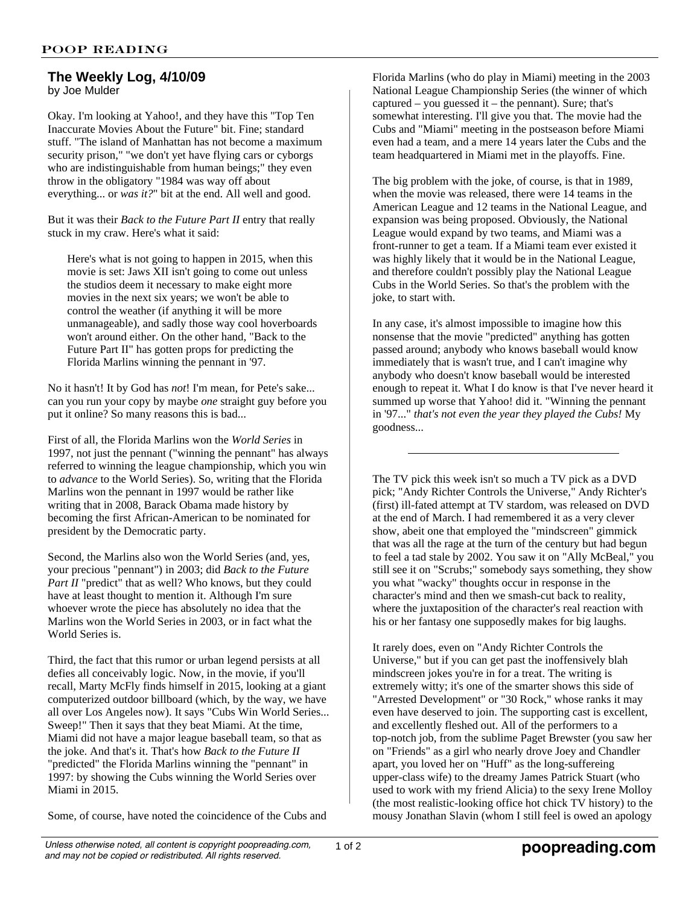# The Weekly Log, 4/10/09

by Joe Mulder

Okay. I'm looking at Yahoo!, and they have this "Top Ten Inaccurate Movies About the Future" bit. Fine; standard stuff. "The island of Manhattan has not become a maximum security prison," "we don't yet have flying cars or cyborgs who are indistinguishable from human beings;" they even throw in the obligatory "1984 was way off about everything... or *was it?*" bit at the end. All well and good.

But it was their *Back to the Future Part II* entry that really stuck in my craw. Here's what it said:

> Here's what is not going to happen in 2015, when this movie is set: Jaws XII isn't going to come out unless the studios deem it necessary to make eight more movies in the next six years; we won't be able to control the weather (if anything it will be more unmanageable), and sadly those way cool hoverboards won't around either. On the other hand, "Back to the Future Part II" has gotten props for predicting the Florida Marlins winning the pennant in '97.

No it hasn't! It by God has *not*! I'm mean, for Pete's sake... can you run your copy by maybe *one* straight guy before you put it online? So many reasons this is bad...

First of all, the Florida Marlins won the *World Series* in 1997, not just the pennant ("winning the pennant" has always referred to winning the league championship, which you win to *advance* to the World Series). So, writing that the Florida Marlins won the pennant in 1997 would be rather like writing that in 2008, Barack Obama made history by becoming the first African-American to be nominated for president by the Democratic party.

Second, the Marlins also won the World Series (and, yes, your precious "pennant") in 2003; did *Back to the Future Part II* "predict" that as well? Who knows, but they could have at least thought to mention it. Although I'm sure whoever wrote the piece has absolutely no idea that the Marlins won the World Series in 2003, or in fact what the World Series is.

Third, the fact that this rumor or urban legend persists at all defies all conceivably logic. Now, in the movie, if you'll recall, Marty McFly finds himself in 2015, looking at a giant computerized outdoor billboard (which, by the way, we have all over Los Angeles now). It says "Cubs Win World Series... Sweep!" Then it says that they beat Miami. At the time, Miami did not have a major league baseball team, so that as the joke. And that's it. That's how *Back to the Future II* "predicted" the Florida Marlins winning the "pennant" in 1997: by showing the Cubs winning the World Series over Miami in 2015.

Some, of course, have noted the coincidence of the Cubs and Florida Marlins (who do play in Miami) meeting in the 2003 National League Championship Series (the winner of which captured – you guessed it – the pennant). Sure; that's somewhat interesting. I'll give you that. The movie had the Cubs and "Miami" meeting in the postseason before Miami even had a team, and a mere 14 years later the Cubs and the team headquartered in Miami met in the playoffs. Fine.

The big problem with the joke, of course, is that in 1989, when the movie was released, there were 14 teams in the American League and 12 teams in the National League, and expansion was being proposed. Obviously, the National League would expand by two teams, and Miami was a front-runner to get a team. If a Miami team ever existed it was highly likely that it would be in the National League, and therefore couldn't possibly play the National League Cubs in the World Series. So that's the problem with the joke, to start with.

In any case, it's almost impossible to imagine how this nonsense that the movie "predicted" anything has gotten passed around; anybody who knows baseball would know immediately that is wasn't true, and I can't imagine why anybody who doesn't know baseball would be interested enough to repeat it. What I do know is that I've never heard it summed up worse that Yahoo! did it. "Winning the pennant in '97..." *that's not even the year they played the Cubs!* My goodness...

---

The TV pick this week isn't so much a TV pick as a DVD pick; "Andy Richter Controls the Universe," Andy Richter's (first) ill-fated attempt at TV stardom, was released on DVD at the end of March. I had remembered it as a very clever show, abeit one that employed the "mindscreen" gimmick that was all the rage at the turn of the century but had begun to feel a tad stale by 2002. You saw it on "Ally McBeal," you still see it on "Scrubs;" somebody says something, they show you what "wacky" thoughts occur in response in the character's mind and then we smash-cut back to reality, where the juxtaposition of the character's real reaction with his or her fantasy one supposedly makes for big laughs.

It rarely does, even on "Andy Richter Controls the Universe," but if you can get past the inoffensively blah mindscreen jokes you're in for a treat. The writing is extremely witty; it's one of the smarter shows this side of "Arrested Development" or "30 Rock," whose ranks it may even have deserved to join. The supporting cast is excellent, and excellently fleshed out. All of the performers to a top-notch job, from the sublime Paget Brewster (you saw her on "Friends" as a girl who nearly drove Joey and Chandler apart, you loved her on "Huff" as the long-suffereing upper-class wife) to the dreamy James Patrick Stuart (who used to work with my friend Alicia) to the sexy Irene Molloy (the most realistic-looking office hot chick TV history) to the mousy Jonathan Slavin (whom I still feel is owed an apology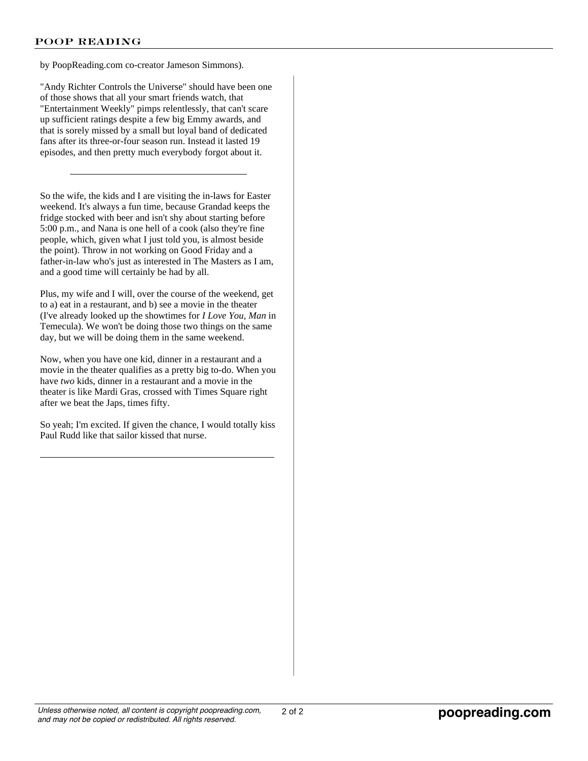by PoopReading.com co-creator Jameson Simmons).

"Andy Richter Controls the Universe" should have been one of those shows that all your smart friends watch, that "Entertainment Weekly" pimps relentlessly, that can't scare up sufficient ratings despite a few big Emmy awards, and that is sorely missed by a small but loyal band of dedicated fans after its three-or-four season run. Instead it lasted 19 episodes, and then pretty much everybody forgot about it.

---

So the wife, the kids and I are visiting the in-laws for Easter weekend. It's always a fun time, because Grandad keeps the fridge stocked with beer and isn't shy about starting before 5:00 p.m., and Nana is one hell of a cook (also they're fine people, which, given what I just told you, is almost beside the point). Throw in not working on Good Friday and a father-in-law who's just as interested in The Masters as I am, and a good time will certainly be had by all.

Plus, my wife and I will, over the course of the weekend, get to a) eat in a restaurant, and b) see a movie in the theater (I've already looked up the showtimes for *I Love You, Man* in Temecula). We won't be doing those two things on the same day, but we will be doing them in the same weekend.

Now, when you have one kid, dinner in a restaurant and a movie in the theater qualifies as a pretty big to-do. When you have *two* kids, dinner in a restaurant and a movie in the theater is like Mardi Gras, crossed with Times Square right after we beat the Japs, times fifty.

So yeah; I'm excited. If given the chance, I would totally kiss Paul Rudd like that sailor kissed that nurse.

---